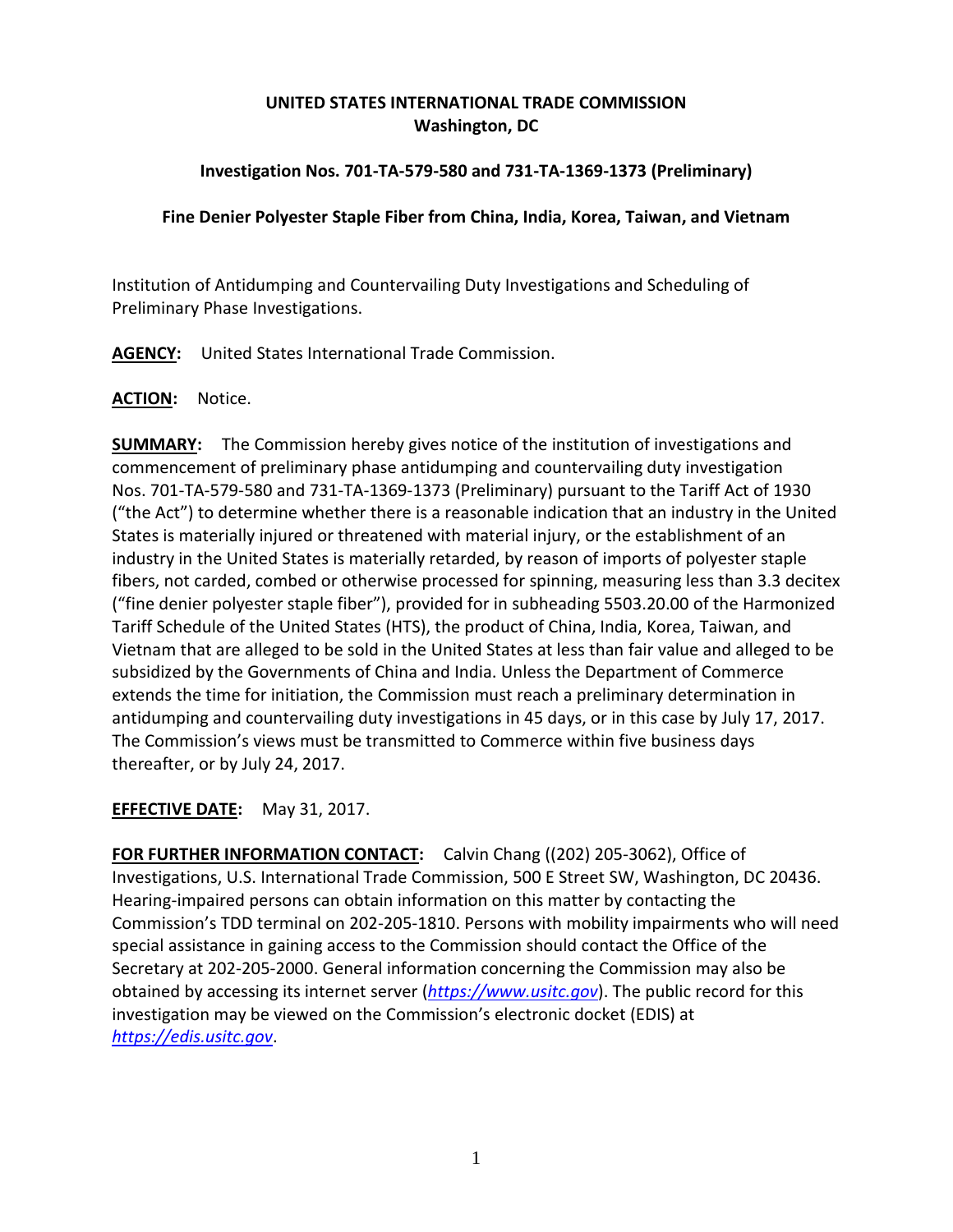**UNITED STATES INTERNATIONAL TRADE COMMISSION**
**Washington, DC**

**Investigation Nos. 701-TA-579-580 and 731-TA-1369-1373 (Preliminary)**

**Fine Denier Polyester Staple Fiber from China, India, Korea, Taiwan, and Vietnam**

Institution of Antidumping and Countervailing Duty Investigations and Scheduling of Preliminary Phase Investigations.

**AGENCY:** United States International Trade Commission.

**ACTION:** Notice.

**SUMMARY:** The Commission hereby gives notice of the institution of investigations and commencement of preliminary phase antidumping and countervailing duty investigation Nos. 701-TA-579-580 and 731-TA-1369-1373 (Preliminary) pursuant to the Tariff Act of 1930 ("the Act") to determine whether there is a reasonable indication that an industry in the United States is materially injured or threatened with material injury, or the establishment of an industry in the United States is materially retarded, by reason of imports of polyester staple fibers, not carded, combed or otherwise processed for spinning, measuring less than 3.3 decitex ("fine denier polyester staple fiber"), provided for in subheading 5503.20.00 of the Harmonized Tariff Schedule of the United States (HTS), the product of China, India, Korea, Taiwan, and Vietnam that are alleged to be sold in the United States at less than fair value and alleged to be subsidized by the Governments of China and India. Unless the Department of Commerce extends the time for initiation, the Commission must reach a preliminary determination in antidumping and countervailing duty investigations in 45 days, or in this case by July 17, 2017. The Commission's views must be transmitted to Commerce within five business days thereafter, or by July 24, 2017.

**EFFECTIVE DATE:** May 31, 2017.

**FOR FURTHER INFORMATION CONTACT:** Calvin Chang ((202) 205-3062), Office of Investigations, U.S. International Trade Commission, 500 E Street SW, Washington, DC 20436. Hearing-impaired persons can obtain information on this matter by contacting the Commission's TDD terminal on 202-205-1810. Persons with mobility impairments who will need special assistance in gaining access to the Commission should contact the Office of the Secretary at 202-205-2000. General information concerning the Commission may also be obtained by accessing its internet server (*https://www.usitc.gov*). The public record for this investigation may be viewed on the Commission's electronic docket (EDIS) at *https://edis.usitc.gov*.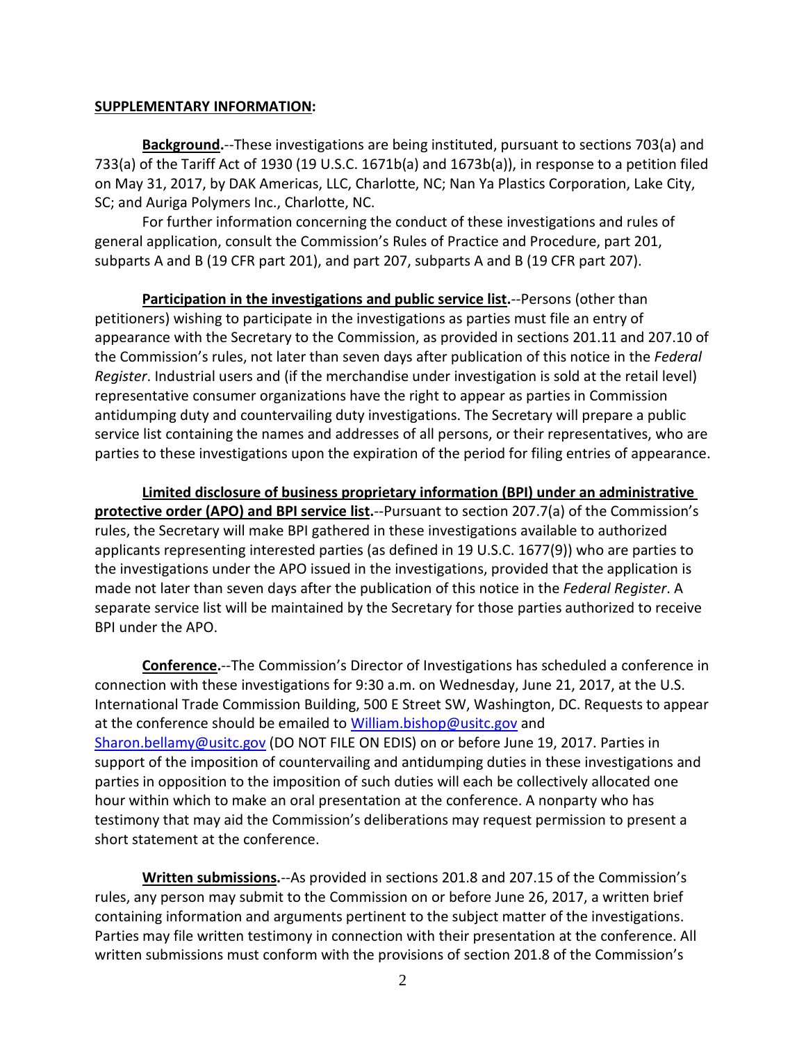**SUPPLEMENTARY INFORMATION:**

**Background.**--These investigations are being instituted, pursuant to sections 703(a) and 733(a) of the Tariff Act of 1930 (19 U.S.C. 1671b(a) and 1673b(a)), in response to a petition filed on May 31, 2017, by DAK Americas, LLC, Charlotte, NC; Nan Ya Plastics Corporation, Lake City, SC; and Auriga Polymers Inc., Charlotte, NC.

For further information concerning the conduct of these investigations and rules of general application, consult the Commission's Rules of Practice and Procedure, part 201, subparts A and B (19 CFR part 201), and part 207, subparts A and B (19 CFR part 207).

**Participation in the investigations and public service list.**--Persons (other than petitioners) wishing to participate in the investigations as parties must file an entry of appearance with the Secretary to the Commission, as provided in sections 201.11 and 207.10 of the Commission's rules, not later than seven days after publication of this notice in the *Federal Register*. Industrial users and (if the merchandise under investigation is sold at the retail level) representative consumer organizations have the right to appear as parties in Commission antidumping duty and countervailing duty investigations. The Secretary will prepare a public service list containing the names and addresses of all persons, or their representatives, who are parties to these investigations upon the expiration of the period for filing entries of appearance.

**Limited disclosure of business proprietary information (BPI) under an administrative protective order (APO) and BPI service list.**--Pursuant to section 207.7(a) of the Commission's rules, the Secretary will make BPI gathered in these investigations available to authorized applicants representing interested parties (as defined in 19 U.S.C. 1677(9)) who are parties to the investigations under the APO issued in the investigations, provided that the application is made not later than seven days after the publication of this notice in the *Federal Register*. A separate service list will be maintained by the Secretary for those parties authorized to receive BPI under the APO.

**Conference.**--The Commission's Director of Investigations has scheduled a conference in connection with these investigations for 9:30 a.m. on Wednesday, June 21, 2017, at the U.S. International Trade Commission Building, 500 E Street SW, Washington, DC. Requests to appear at the conference should be emailed to William.bishop@usitc.gov and Sharon.bellamy@usitc.gov (DO NOT FILE ON EDIS) on or before June 19, 2017. Parties in support of the imposition of countervailing and antidumping duties in these investigations and parties in opposition to the imposition of such duties will each be collectively allocated one hour within which to make an oral presentation at the conference. A nonparty who has testimony that may aid the Commission's deliberations may request permission to present a short statement at the conference.

**Written submissions.**--As provided in sections 201.8 and 207.15 of the Commission's rules, any person may submit to the Commission on or before June 26, 2017, a written brief containing information and arguments pertinent to the subject matter of the investigations. Parties may file written testimony in connection with their presentation at the conference. All written submissions must conform with the provisions of section 201.8 of the Commission's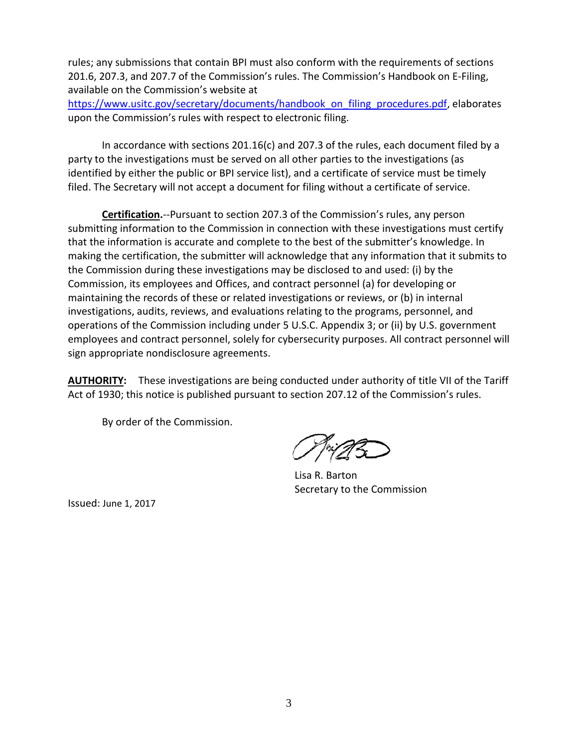rules; any submissions that contain BPI must also conform with the requirements of sections 201.6, 207.3, and 207.7 of the Commission's rules. The Commission's Handbook on E-Filing, available on the Commission's website at https://www.usitc.gov/secretary/documents/handbook_on_filing_procedures.pdf, elaborates upon the Commission's rules with respect to electronic filing.

In accordance with sections 201.16(c) and 207.3 of the rules, each document filed by a party to the investigations must be served on all other parties to the investigations (as identified by either the public or BPI service list), and a certificate of service must be timely filed. The Secretary will not accept a document for filing without a certificate of service.

**Certification.**--Pursuant to section 207.3 of the Commission's rules, any person submitting information to the Commission in connection with these investigations must certify that the information is accurate and complete to the best of the submitter's knowledge. In making the certification, the submitter will acknowledge that any information that it submits to the Commission during these investigations may be disclosed to and used: (i) by the Commission, its employees and Offices, and contract personnel (a) for developing or maintaining the records of these or related investigations or reviews, or (b) in internal investigations, audits, reviews, and evaluations relating to the programs, personnel, and operations of the Commission including under 5 U.S.C. Appendix 3; or (ii) by U.S. government employees and contract personnel, solely for cybersecurity purposes. All contract personnel will sign appropriate nondisclosure agreements.

**AUTHORITY:** These investigations are being conducted under authority of title VII of the Tariff Act of 1930; this notice is published pursuant to section 207.12 of the Commission's rules.

By order of the Commission.

Lisa R. Barton
Secretary to the Commission

Issued: June 1, 2017